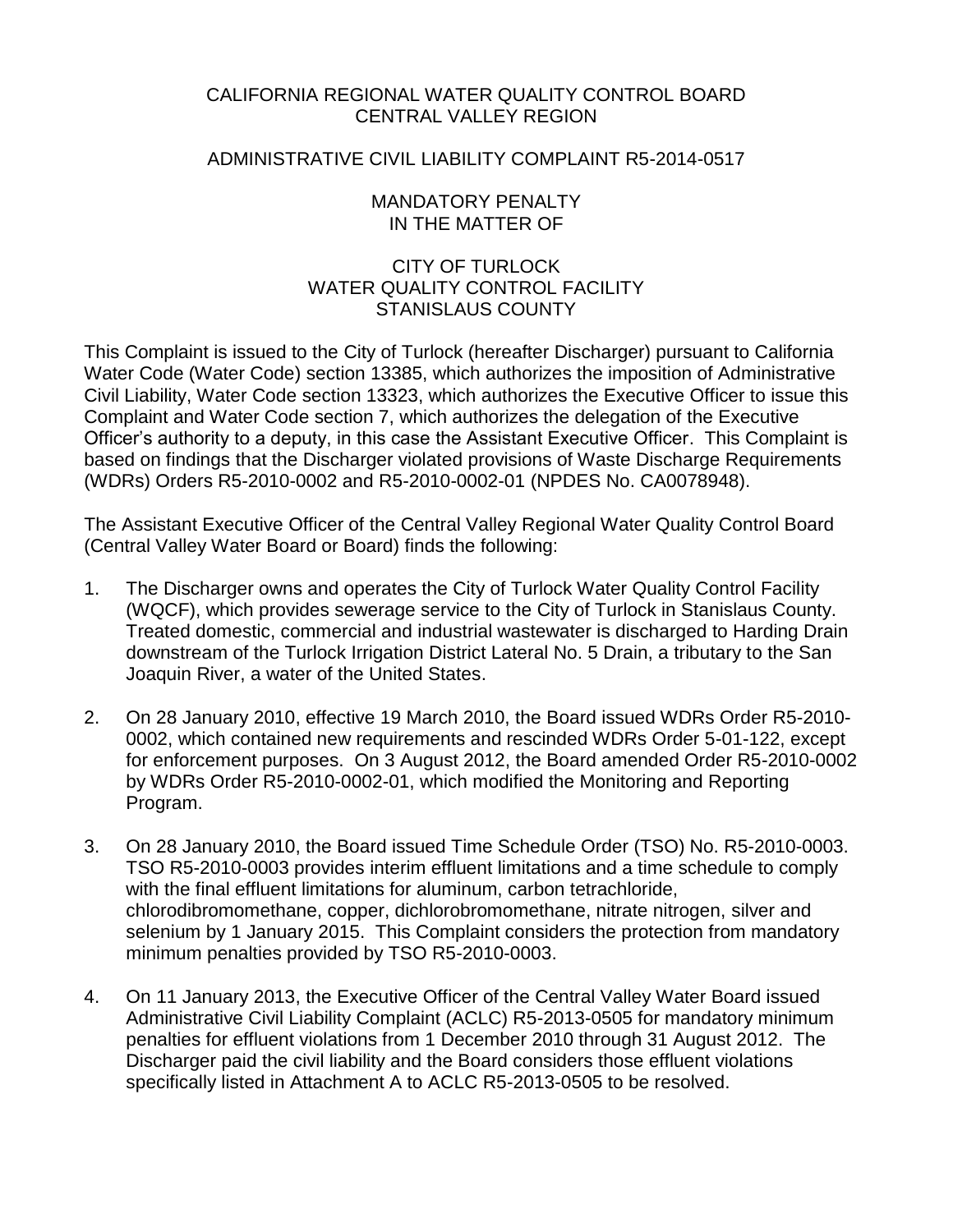CALIFORNIA REGIONAL WATER QUALITY CONTROL BOARD
CENTRAL VALLEY REGION

ADMINISTRATIVE CIVIL LIABILITY COMPLAINT R5-2014-0517

MANDATORY PENALTY
IN THE MATTER OF

CITY OF TURLOCK
WATER QUALITY CONTROL FACILITY
STANISLAUS COUNTY

This Complaint is issued to the City of Turlock (hereafter Discharger) pursuant to California Water Code (Water Code) section 13385, which authorizes the imposition of Administrative Civil Liability, Water Code section 13323, which authorizes the Executive Officer to issue this Complaint and Water Code section 7, which authorizes the delegation of the Executive Officer's authority to a deputy, in this case the Assistant Executive Officer. This Complaint is based on findings that the Discharger violated provisions of Waste Discharge Requirements (WDRs) Orders R5-2010-0002 and R5-2010-0002-01 (NPDES No. CA0078948).

The Assistant Executive Officer of the Central Valley Regional Water Quality Control Board (Central Valley Water Board or Board) finds the following:

1. The Discharger owns and operates the City of Turlock Water Quality Control Facility (WQCF), which provides sewerage service to the City of Turlock in Stanislaus County. Treated domestic, commercial and industrial wastewater is discharged to Harding Drain downstream of the Turlock Irrigation District Lateral No. 5 Drain, a tributary to the San Joaquin River, a water of the United States.

2. On 28 January 2010, effective 19 March 2010, the Board issued WDRs Order R5-2010-0002, which contained new requirements and rescinded WDRs Order 5-01-122, except for enforcement purposes. On 3 August 2012, the Board amended Order R5-2010-0002 by WDRs Order R5-2010-0002-01, which modified the Monitoring and Reporting Program.

3. On 28 January 2010, the Board issued Time Schedule Order (TSO) No. R5-2010-0003. TSO R5-2010-0003 provides interim effluent limitations and a time schedule to comply with the final effluent limitations for aluminum, carbon tetrachloride, chlorodibromomethane, copper, dichlorobromomethane, nitrate nitrogen, silver and selenium by 1 January 2015. This Complaint considers the protection from mandatory minimum penalties provided by TSO R5-2010-0003.

4. On 11 January 2013, the Executive Officer of the Central Valley Water Board issued Administrative Civil Liability Complaint (ACLC) R5-2013-0505 for mandatory minimum penalties for effluent violations from 1 December 2010 through 31 August 2012. The Discharger paid the civil liability and the Board considers those effluent violations specifically listed in Attachment A to ACLC R5-2013-0505 to be resolved.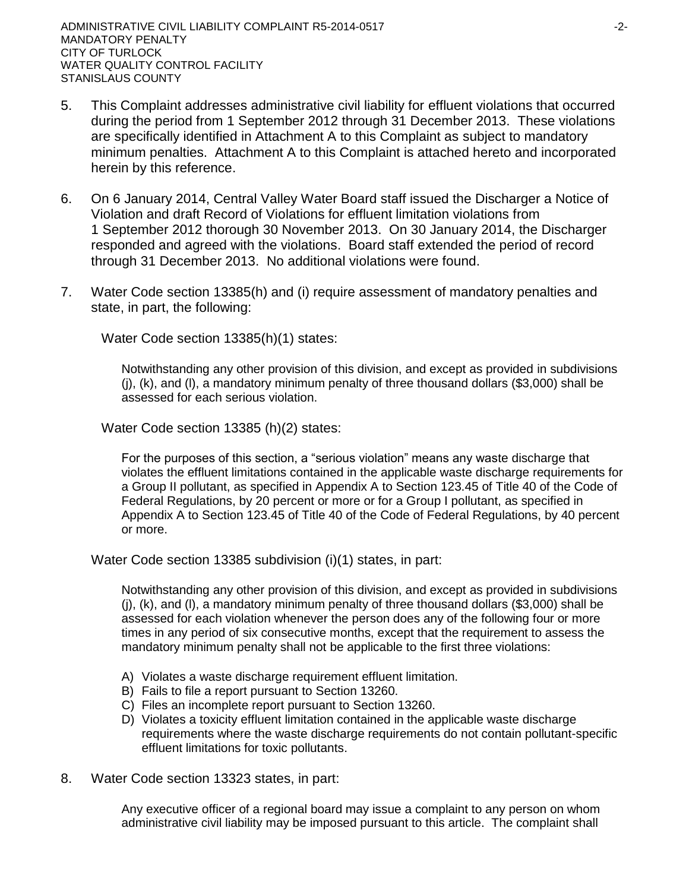5. This Complaint addresses administrative civil liability for effluent violations that occurred during the period from 1 September 2012 through 31 December 2013. These violations are specifically identified in Attachment A to this Complaint as subject to mandatory minimum penalties. Attachment A to this Complaint is attached hereto and incorporated herein by this reference.

6. On 6 January 2014, Central Valley Water Board staff issued the Discharger a Notice of Violation and draft Record of Violations for effluent limitation violations from 1 September 2012 thorough 30 November 2013. On 30 January 2014, the Discharger responded and agreed with the violations. Board staff extended the period of record through 31 December 2013. No additional violations were found.

7. Water Code section 13385(h) and (i) require assessment of mandatory penalties and state, in part, the following:

   Water Code section 13385(h)(1) states:

   > Notwithstanding any other provision of this division, and except as provided in subdivisions (j), (k), and (l), a mandatory minimum penalty of three thousand dollars ($3,000) shall be assessed for each serious violation.

   Water Code section 13385 (h)(2) states:

   > For the purposes of this section, a "serious violation" means any waste discharge that violates the effluent limitations contained in the applicable waste discharge requirements for a Group II pollutant, as specified in Appendix A to Section 123.45 of Title 40 of the Code of Federal Regulations, by 20 percent or more or for a Group I pollutant, as specified in Appendix A to Section 123.45 of Title 40 of the Code of Federal Regulations, by 40 percent or more.

   Water Code section 13385 subdivision (i)(1) states, in part:

   > Notwithstanding any other provision of this division, and except as provided in subdivisions (j), (k), and (l), a mandatory minimum penalty of three thousand dollars ($3,000) shall be assessed for each violation whenever the person does any of the following four or more times in any period of six consecutive months, except that the requirement to assess the mandatory minimum penalty shall not be applicable to the first three violations:
   >
   > A) Violates a waste discharge requirement effluent limitation.
   > B) Fails to file a report pursuant to Section 13260.
   > C) Files an incomplete report pursuant to Section 13260.
   > D) Violates a toxicity effluent limitation contained in the applicable waste discharge requirements where the waste discharge requirements do not contain pollutant-specific effluent limitations for toxic pollutants.

8. Water Code section 13323 states, in part:

   > Any executive officer of a regional board may issue a complaint to any person on whom administrative civil liability may be imposed pursuant to this article. The complaint shall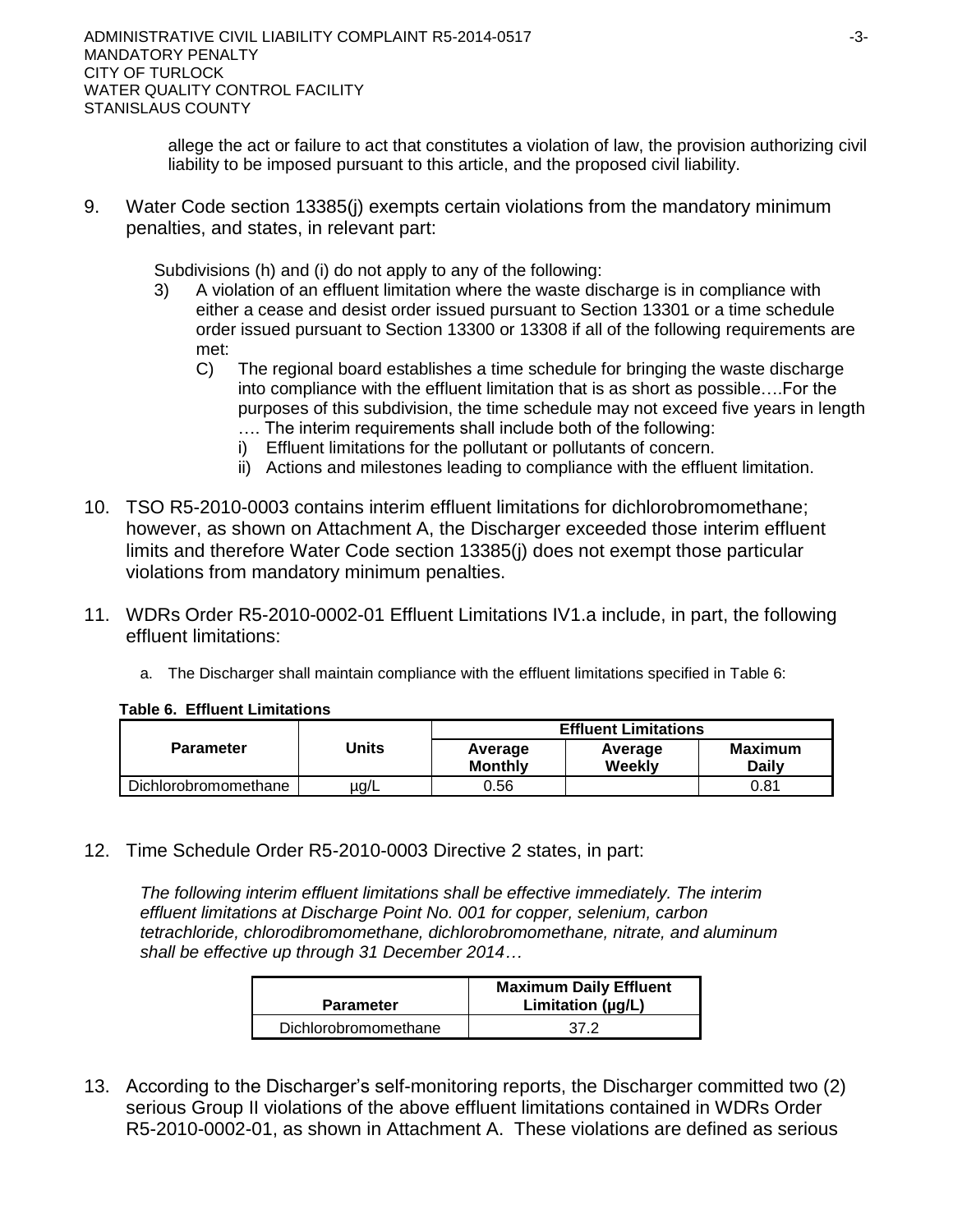allege the act or failure to act that constitutes a violation of law, the provision authorizing civil liability to be imposed pursuant to this article, and the proposed civil liability.

9. Water Code section 13385(j) exempts certain violations from the mandatory minimum penalties, and states, in relevant part:

   Subdivisions (h) and (i) do not apply to any of the following:

   3) A violation of an effluent limitation where the waste discharge is in compliance with either a cease and desist order issued pursuant to Section 13301 or a time schedule order issued pursuant to Section 13300 or 13308 if all of the following requirements are met:

      C) The regional board establishes a time schedule for bringing the waste discharge into compliance with the effluent limitation that is as short as possible….For the purposes of this subdivision, the time schedule may not exceed five years in length …. The interim requirements shall include both of the following:

         i) Effluent limitations for the pollutant or pollutants of concern.

         ii) Actions and milestones leading to compliance with the effluent limitation.

10. TSO R5-2010-0003 contains interim effluent limitations for dichlorobromomethane; however, as shown on Attachment A, the Discharger exceeded those interim effluent limits and therefore Water Code section 13385(j) does not exempt those particular violations from mandatory minimum penalties.

11. WDRs Order R5-2010-0002-01 Effluent Limitations IV1.a include, in part, the following effluent limitations:

    a. The Discharger shall maintain compliance with the effluent limitations specified in Table 6:

**Table 6. Effluent Limitations**

| Parameter | Units | Effluent Limitations | | |
|---|---|---|---|---|
| | | Average Monthly | Average Weekly | Maximum Daily |
| Dichlorobromomethane | µg/L | 0.56 | | 0.81 |

12. Time Schedule Order R5-2010-0003 Directive 2 states, in part:

    *The following interim effluent limitations shall be effective immediately. The interim effluent limitations at Discharge Point No. 001 for copper, selenium, carbon tetrachloride, chlorodibromomethane, dichlorobromomethane, nitrate, and aluminum shall be effective up through 31 December 2014…*

| Parameter | Maximum Daily Effluent Limitation (µg/L) |
|---|---|
| Dichlorobromomethane | 37.2 |

13. According to the Discharger's self-monitoring reports, the Discharger committed two (2) serious Group II violations of the above effluent limitations contained in WDRs Order R5-2010-0002-01, as shown in Attachment A. These violations are defined as serious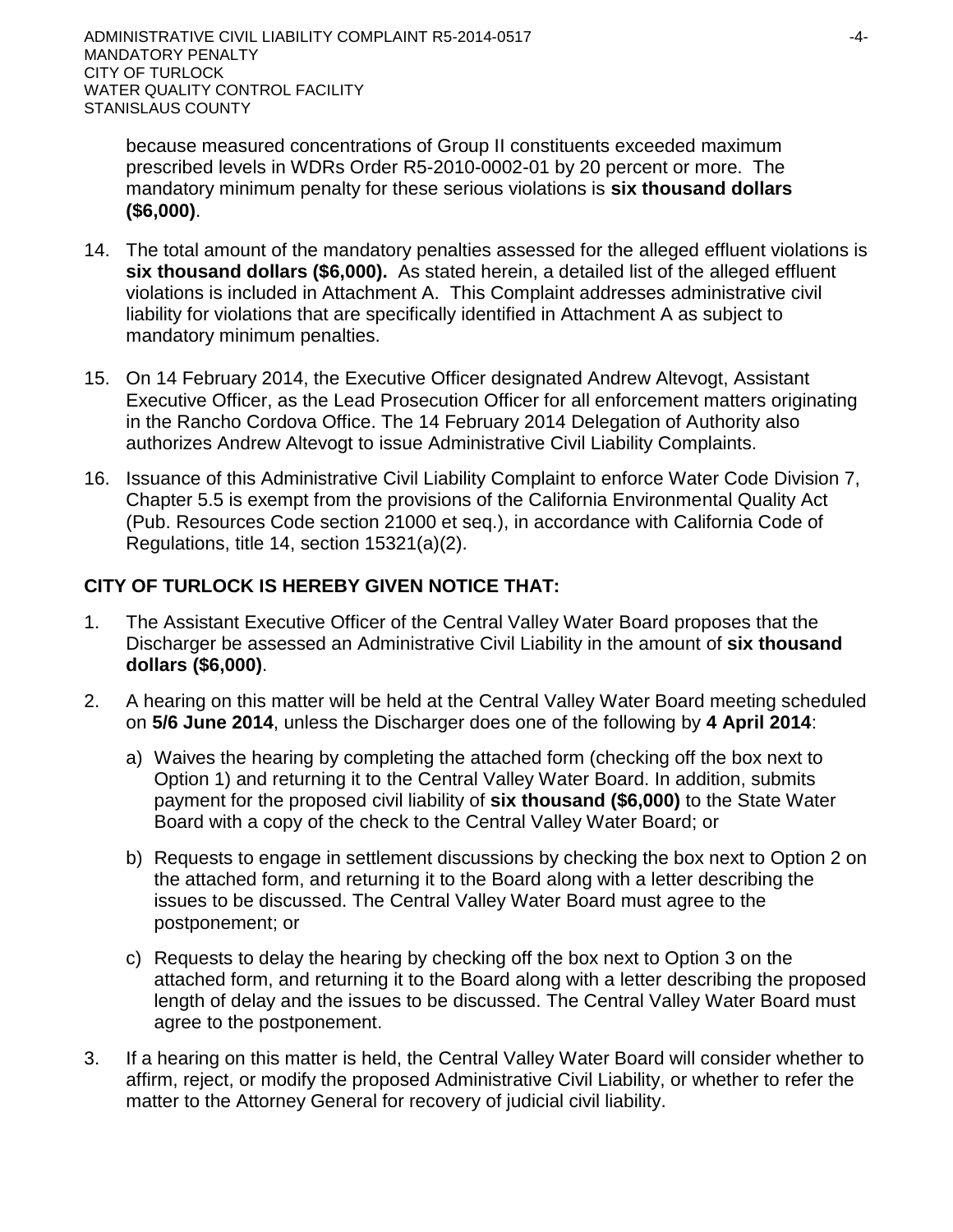because measured concentrations of Group II constituents exceeded maximum prescribed levels in WDRs Order R5-2010-0002-01 by 20 percent or more. The mandatory minimum penalty for these serious violations is **six thousand dollars ($6,000)**.

14. The total amount of the mandatory penalties assessed for the alleged effluent violations is **six thousand dollars ($6,000).** As stated herein, a detailed list of the alleged effluent violations is included in Attachment A. This Complaint addresses administrative civil liability for violations that are specifically identified in Attachment A as subject to mandatory minimum penalties.

15. On 14 February 2014, the Executive Officer designated Andrew Altevogt, Assistant Executive Officer, as the Lead Prosecution Officer for all enforcement matters originating in the Rancho Cordova Office. The 14 February 2014 Delegation of Authority also authorizes Andrew Altevogt to issue Administrative Civil Liability Complaints.

16. Issuance of this Administrative Civil Liability Complaint to enforce Water Code Division 7, Chapter 5.5 is exempt from the provisions of the California Environmental Quality Act (Pub. Resources Code section 21000 et seq.), in accordance with California Code of Regulations, title 14, section 15321(a)(2).

**CITY OF TURLOCK IS HEREBY GIVEN NOTICE THAT:**

1. The Assistant Executive Officer of the Central Valley Water Board proposes that the Discharger be assessed an Administrative Civil Liability in the amount of **six thousand dollars ($6,000)**.

2. A hearing on this matter will be held at the Central Valley Water Board meeting scheduled on **5/6 June 2014**, unless the Discharger does one of the following by **4 April 2014**:

   a) Waives the hearing by completing the attached form (checking off the box next to Option 1) and returning it to the Central Valley Water Board. In addition, submits payment for the proposed civil liability of **six thousand ($6,000)** to the State Water Board with a copy of the check to the Central Valley Water Board; or

   b) Requests to engage in settlement discussions by checking the box next to Option 2 on the attached form, and returning it to the Board along with a letter describing the issues to be discussed. The Central Valley Water Board must agree to the postponement; or

   c) Requests to delay the hearing by checking off the box next to Option 3 on the attached form, and returning it to the Board along with a letter describing the proposed length of delay and the issues to be discussed. The Central Valley Water Board must agree to the postponement.

3. If a hearing on this matter is held, the Central Valley Water Board will consider whether to affirm, reject, or modify the proposed Administrative Civil Liability, or whether to refer the matter to the Attorney General for recovery of judicial civil liability.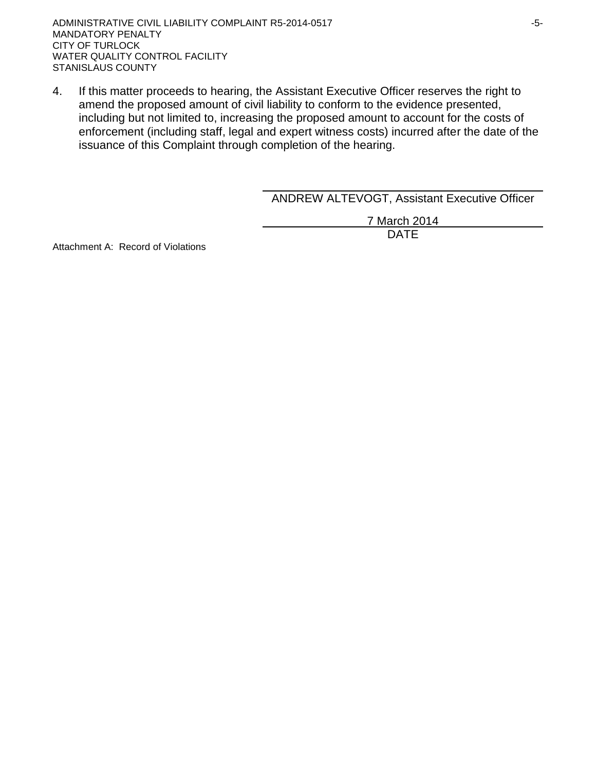4. If this matter proceeds to hearing, the Assistant Executive Officer reserves the right to amend the proposed amount of civil liability to conform to the evidence presented, including but not limited to, increasing the proposed amount to account for the costs of enforcement (including staff, legal and expert witness costs) incurred after the date of the issuance of this Complaint through completion of the hearing.

ANDREW ALTEVOGT, Assistant Executive Officer

7 March 2014

DATE

Attachment A: Record of Violations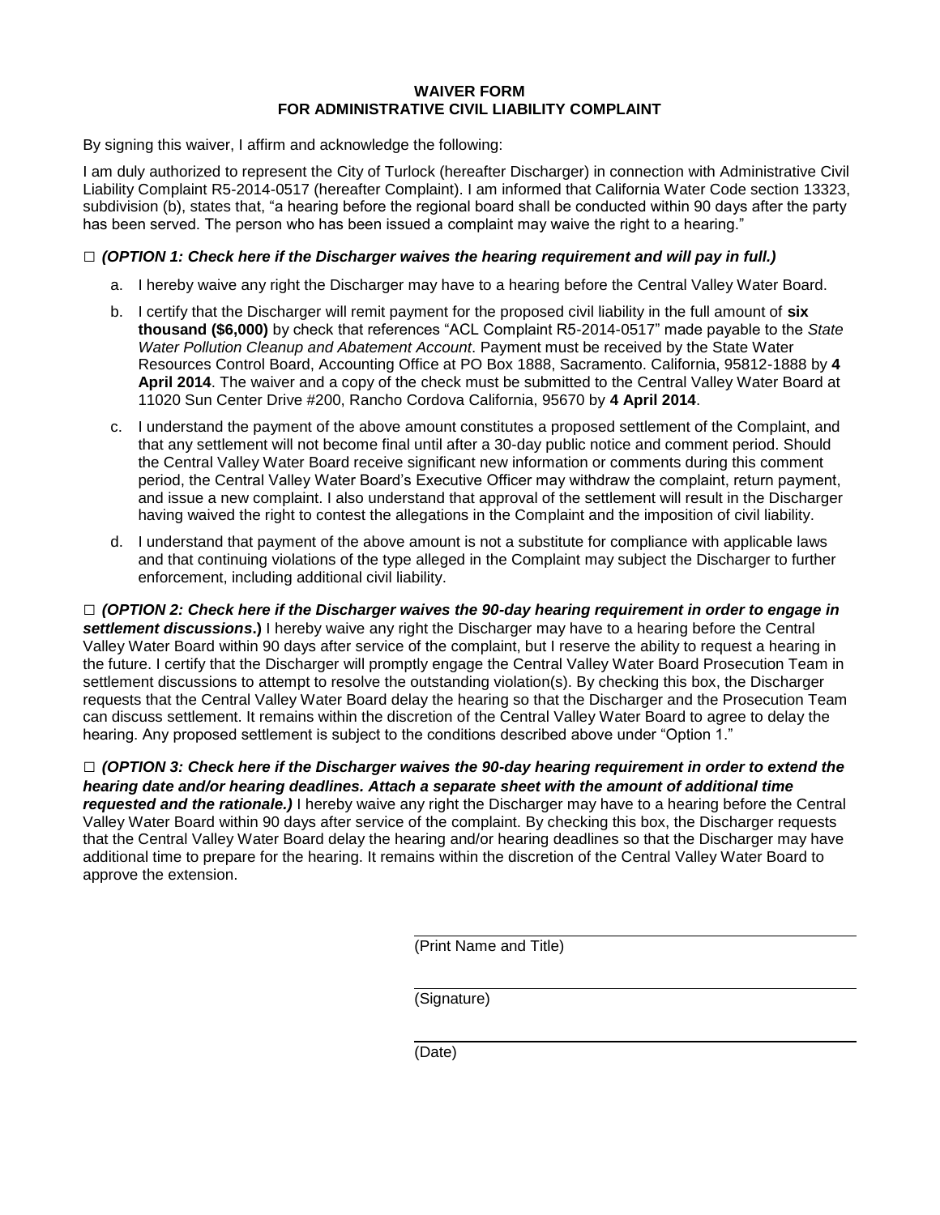# WAIVER FORM
# FOR ADMINISTRATIVE CIVIL LIABILITY COMPLAINT

By signing this waiver, I affirm and acknowledge the following:

I am duly authorized to represent the City of Turlock (hereafter Discharger) in connection with Administrative Civil Liability Complaint R5-2014-0517 (hereafter Complaint). I am informed that California Water Code section 13323, subdivision (b), states that, "a hearing before the regional board shall be conducted within 90 days after the party has been served. The person who has been issued a complaint may waive the right to a hearing."

□ ***(OPTION 1: Check here if the Discharger waives the hearing requirement and will pay in full.)***

a. I hereby waive any right the Discharger may have to a hearing before the Central Valley Water Board.

b. I certify that the Discharger will remit payment for the proposed civil liability in the full amount of **six thousand ($6,000)** by check that references "ACL Complaint R5-2014-0517" made payable to the *State Water Pollution Cleanup and Abatement Account*. Payment must be received by the State Water Resources Control Board, Accounting Office at PO Box 1888, Sacramento. California, 95812-1888 by **4 April 2014**. The waiver and a copy of the check must be submitted to the Central Valley Water Board at 11020 Sun Center Drive #200, Rancho Cordova California, 95670 by **4 April 2014**.

c. I understand the payment of the above amount constitutes a proposed settlement of the Complaint, and that any settlement will not become final until after a 30-day public notice and comment period. Should the Central Valley Water Board receive significant new information or comments during this comment period, the Central Valley Water Board's Executive Officer may withdraw the complaint, return payment, and issue a new complaint. I also understand that approval of the settlement will result in the Discharger having waived the right to contest the allegations in the Complaint and the imposition of civil liability.

d. I understand that payment of the above amount is not a substitute for compliance with applicable laws and that continuing violations of the type alleged in the Complaint may subject the Discharger to further enforcement, including additional civil liability.

□ ***(OPTION 2: Check here if the Discharger waives the 90-day hearing requirement in order to engage in settlement discussions.)*** I hereby waive any right the Discharger may have to a hearing before the Central Valley Water Board within 90 days after service of the complaint, but I reserve the ability to request a hearing in the future. I certify that the Discharger will promptly engage the Central Valley Water Board Prosecution Team in settlement discussions to attempt to resolve the outstanding violation(s). By checking this box, the Discharger requests that the Central Valley Water Board delay the hearing so that the Discharger and the Prosecution Team can discuss settlement. It remains within the discretion of the Central Valley Water Board to agree to delay the hearing. Any proposed settlement is subject to the conditions described above under "Option 1."

□ ***(OPTION 3: Check here if the Discharger waives the 90-day hearing requirement in order to extend the hearing date and/or hearing deadlines. Attach a separate sheet with the amount of additional time requested and the rationale.)*** I hereby waive any right the Discharger may have to a hearing before the Central Valley Water Board within 90 days after service of the complaint. By checking this box, the Discharger requests that the Central Valley Water Board delay the hearing and/or hearing deadlines so that the Discharger may have additional time to prepare for the hearing. It remains within the discretion of the Central Valley Water Board to approve the extension.

\_\_\_\_\_\_\_\_\_\_\_\_\_\_\_\_\_\_\_\_\_\_\_\_\_\_\_\_\_\_
(Print Name and Title)

\_\_\_\_\_\_\_\_\_\_\_\_\_\_\_\_\_\_\_\_\_\_\_\_\_\_\_\_\_\_
(Signature)

\_\_\_\_\_\_\_\_\_\_\_\_\_\_\_\_\_\_\_\_\_\_\_\_\_\_\_\_\_\_
(Date)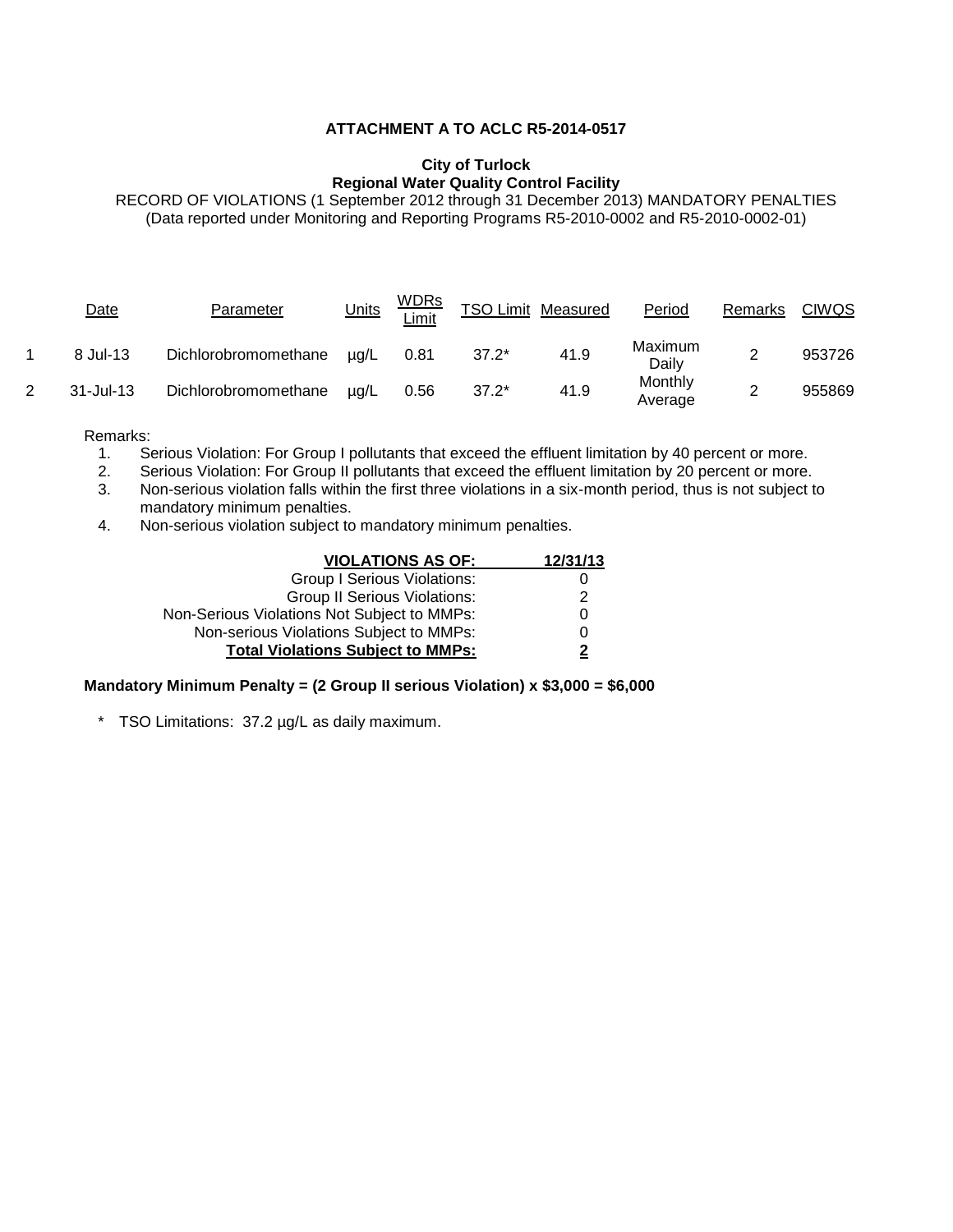**ATTACHMENT A TO ACLC R5-2014-0517**

**City of Turlock**
**Regional Water Quality Control Facility**
RECORD OF VIOLATIONS (1 September 2012 through 31 December 2013) MANDATORY PENALTIES
(Data reported under Monitoring and Reporting Programs R5-2010-0002 and R5-2010-0002-01)

| | Date | Parameter | Units | WDRs Limit | TSO Limit | Measured | Period | Remarks | CIWQS |
|---|---|---|---|---|---|---|---|---|---|
| 1 | 8 Jul-13 | Dichlorobromomethane | µg/L | 0.81 | 37.2* | 41.9 | Maximum Daily | 2 | 953726 |
| 2 | 31-Jul-13 | Dichlorobromomethane | µg/L | 0.56 | 37.2* | 41.9 | Monthly Average | 2 | 955869 |

Remarks:

1. Serious Violation: For Group I pollutants that exceed the effluent limitation by 40 percent or more.
2. Serious Violation: For Group II pollutants that exceed the effluent limitation by 20 percent or more.
3. Non-serious violation falls within the first three violations in a six-month period, thus is not subject to mandatory minimum penalties.
4. Non-serious violation subject to mandatory minimum penalties.

| **VIOLATIONS AS OF:** | **12/31/13** |
|---|---|
| Group I Serious Violations: | 0 |
| Group II Serious Violations: | 2 |
| Non-Serious Violations Not Subject to MMPs: | 0 |
| Non-serious Violations Subject to MMPs: | 0 |
| **Total Violations Subject to MMPs:** | **2** |

**Mandatory Minimum Penalty = (2 Group II serious Violation) x $3,000 = $6,000**

\* TSO Limitations: 37.2 µg/L as daily maximum.